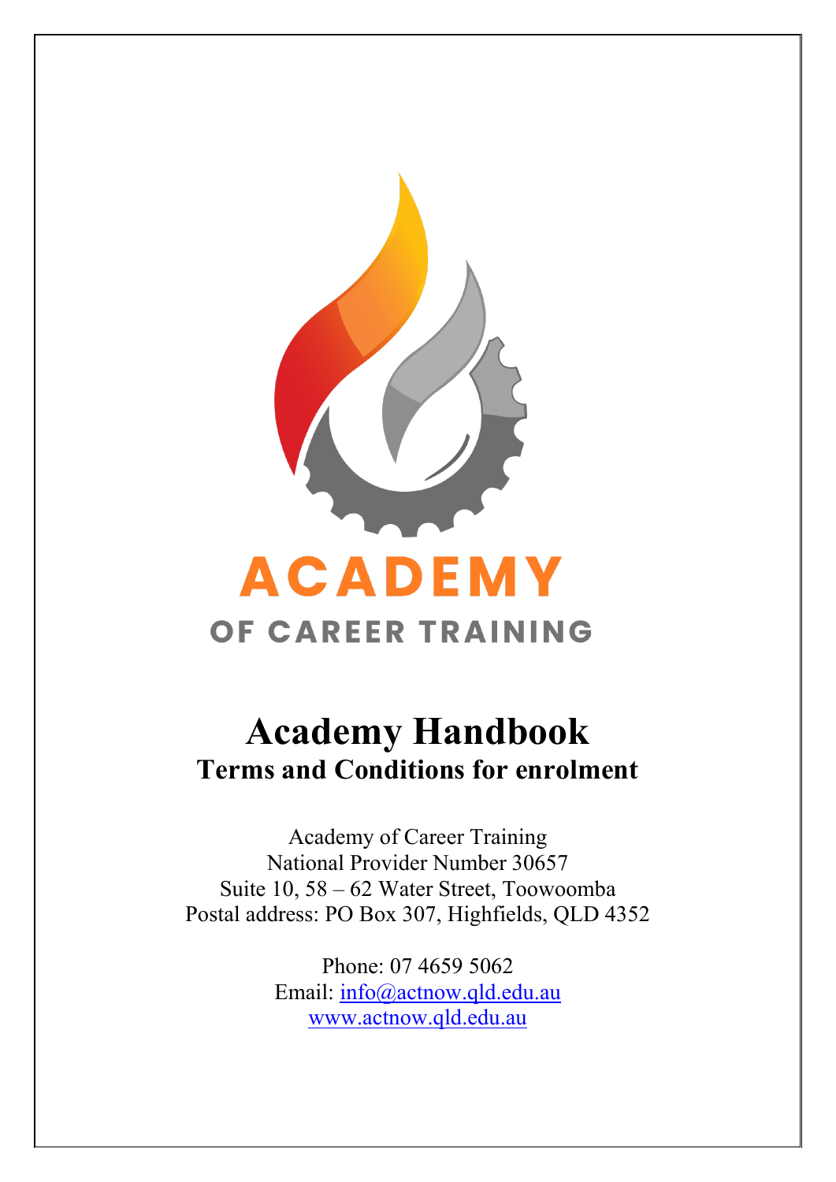ACADEMY

OF CAREER TRAINING

# Academy Handbook

## Terms and Conditions for enrolment

Academy of Career Training
National Provider Number 30657
Suite 10, 58 – 62 Water Street, Toowoomba
Postal address: PO Box 307, Highfields, QLD 4352

Phone: 07 4659 5062
Email: info@actnow.qld.edu.au
www.actnow.qld.edu.au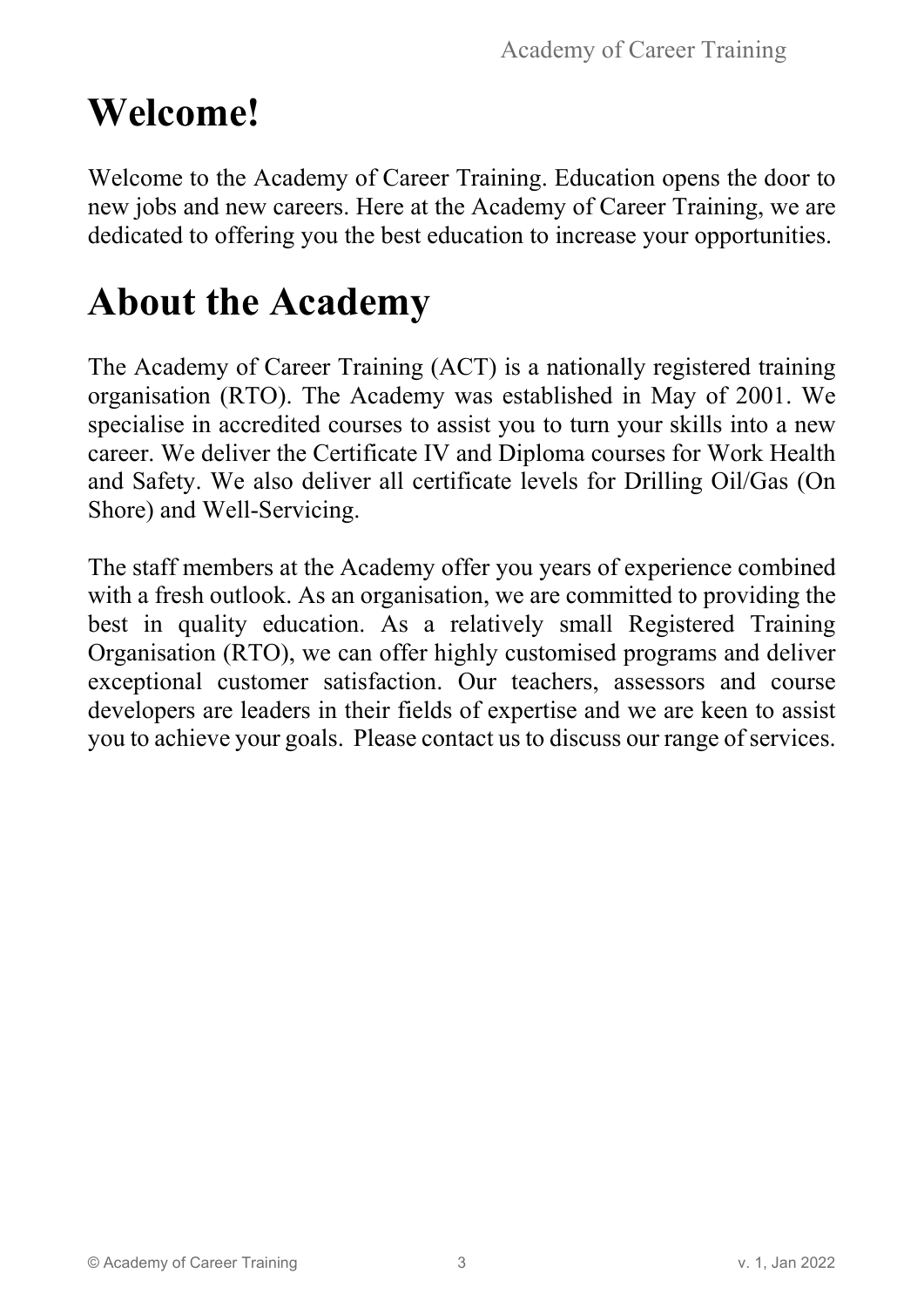# Welcome!

Welcome to the Academy of Career Training. Education opens the door to new jobs and new careers. Here at the Academy of Career Training, we are dedicated to offering you the best education to increase your opportunities.

# About the Academy

The Academy of Career Training (ACT) is a nationally registered training organisation (RTO). The Academy was established in May of 2001. We specialise in accredited courses to assist you to turn your skills into a new career. We deliver the Certificate IV and Diploma courses for Work Health and Safety. We also deliver all certificate levels for Drilling Oil/Gas (On Shore) and Well-Servicing.

The staff members at the Academy offer you years of experience combined with a fresh outlook. As an organisation, we are committed to providing the best in quality education. As a relatively small Registered Training Organisation (RTO), we can offer highly customised programs and deliver exceptional customer satisfaction. Our teachers, assessors and course developers are leaders in their fields of expertise and we are keen to assist you to achieve your goals. Please contact us to discuss our range of services.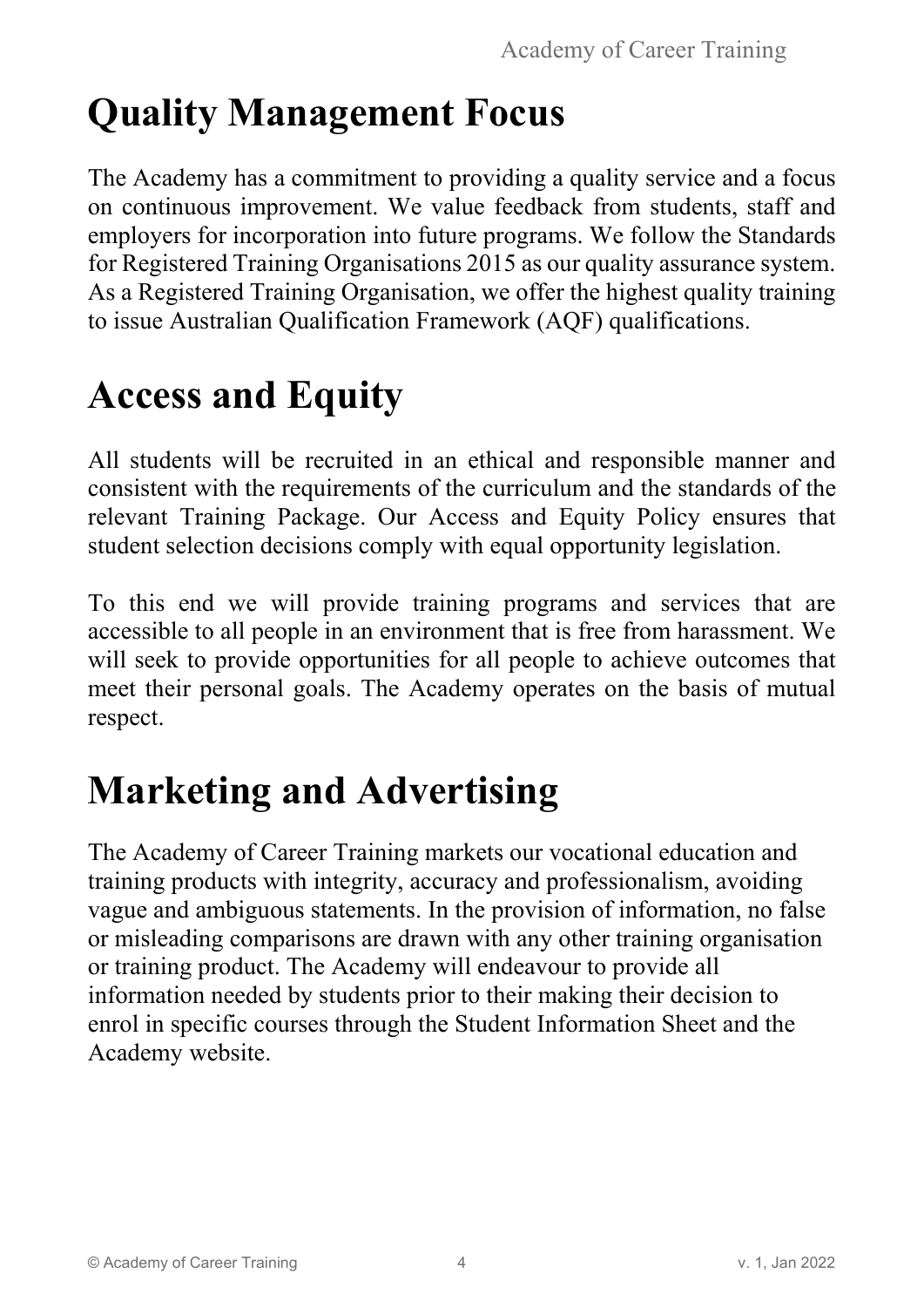# Quality Management Focus

The Academy has a commitment to providing a quality service and a focus on continuous improvement. We value feedback from students, staff and employers for incorporation into future programs. We follow the Standards for Registered Training Organisations 2015 as our quality assurance system. As a Registered Training Organisation, we offer the highest quality training to issue Australian Qualification Framework (AQF) qualifications.

# Access and Equity

All students will be recruited in an ethical and responsible manner and consistent with the requirements of the curriculum and the standards of the relevant Training Package. Our Access and Equity Policy ensures that student selection decisions comply with equal opportunity legislation.

To this end we will provide training programs and services that are accessible to all people in an environment that is free from harassment. We will seek to provide opportunities for all people to achieve outcomes that meet their personal goals. The Academy operates on the basis of mutual respect.

# Marketing and Advertising

The Academy of Career Training markets our vocational education and training products with integrity, accuracy and professionalism, avoiding vague and ambiguous statements. In the provision of information, no false or misleading comparisons are drawn with any other training organisation or training product. The Academy will endeavour to provide all information needed by students prior to their making their decision to enrol in specific courses through the Student Information Sheet and the Academy website.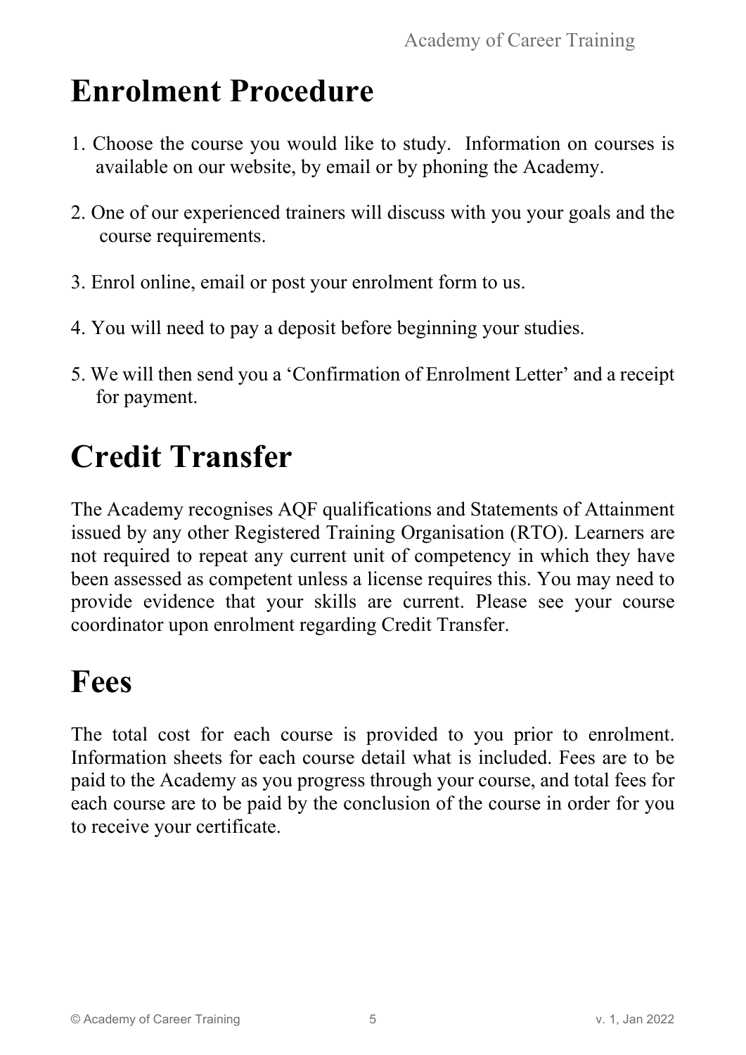# Enrolment Procedure

1. Choose the course you would like to study. Information on courses is available on our website, by email or by phoning the Academy.

2. One of our experienced trainers will discuss with you your goals and the course requirements.

3. Enrol online, email or post your enrolment form to us.

4. You will need to pay a deposit before beginning your studies.

5. We will then send you a 'Confirmation of Enrolment Letter' and a receipt for payment.

# Credit Transfer

The Academy recognises AQF qualifications and Statements of Attainment issued by any other Registered Training Organisation (RTO). Learners are not required to repeat any current unit of competency in which they have been assessed as competent unless a license requires this. You may need to provide evidence that your skills are current. Please see your course coordinator upon enrolment regarding Credit Transfer.

# Fees

The total cost for each course is provided to you prior to enrolment. Information sheets for each course detail what is included. Fees are to be paid to the Academy as you progress through your course, and total fees for each course are to be paid by the conclusion of the course in order for you to receive your certificate.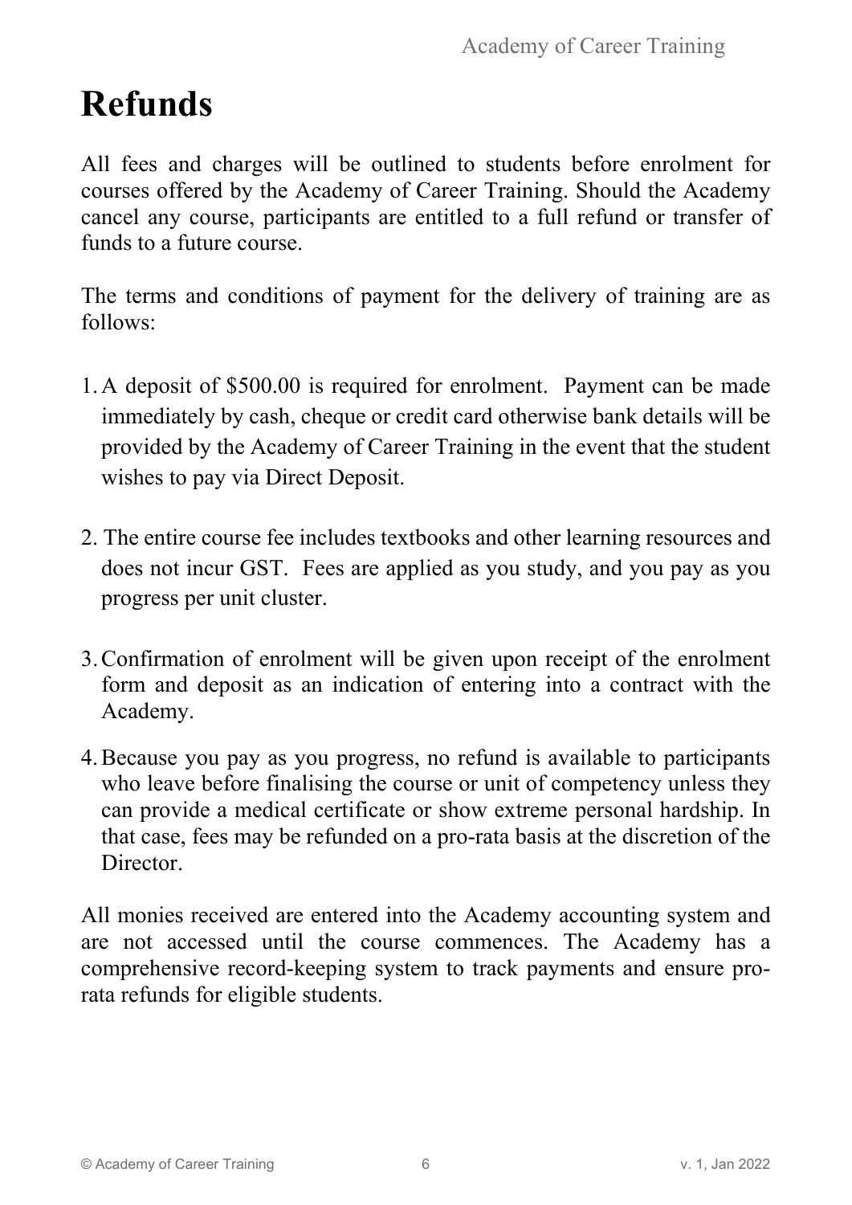# Refunds

All fees and charges will be outlined to students before enrolment for courses offered by the Academy of Career Training. Should the Academy cancel any course, participants are entitled to a full refund or transfer of funds to a future course.

The terms and conditions of payment for the delivery of training are as follows:

1. A deposit of $500.00 is required for enrolment. Payment can be made immediately by cash, cheque or credit card otherwise bank details will be provided by the Academy of Career Training in the event that the student wishes to pay via Direct Deposit.

2. The entire course fee includes textbooks and other learning resources and does not incur GST. Fees are applied as you study, and you pay as you progress per unit cluster.

3. Confirmation of enrolment will be given upon receipt of the enrolment form and deposit as an indication of entering into a contract with the Academy.

4. Because you pay as you progress, no refund is available to participants who leave before finalising the course or unit of competency unless they can provide a medical certificate or show extreme personal hardship. In that case, fees may be refunded on a pro-rata basis at the discretion of the Director.

All monies received are entered into the Academy accounting system and are not accessed until the course commences. The Academy has a comprehensive record-keeping system to track payments and ensure pro-rata refunds for eligible students.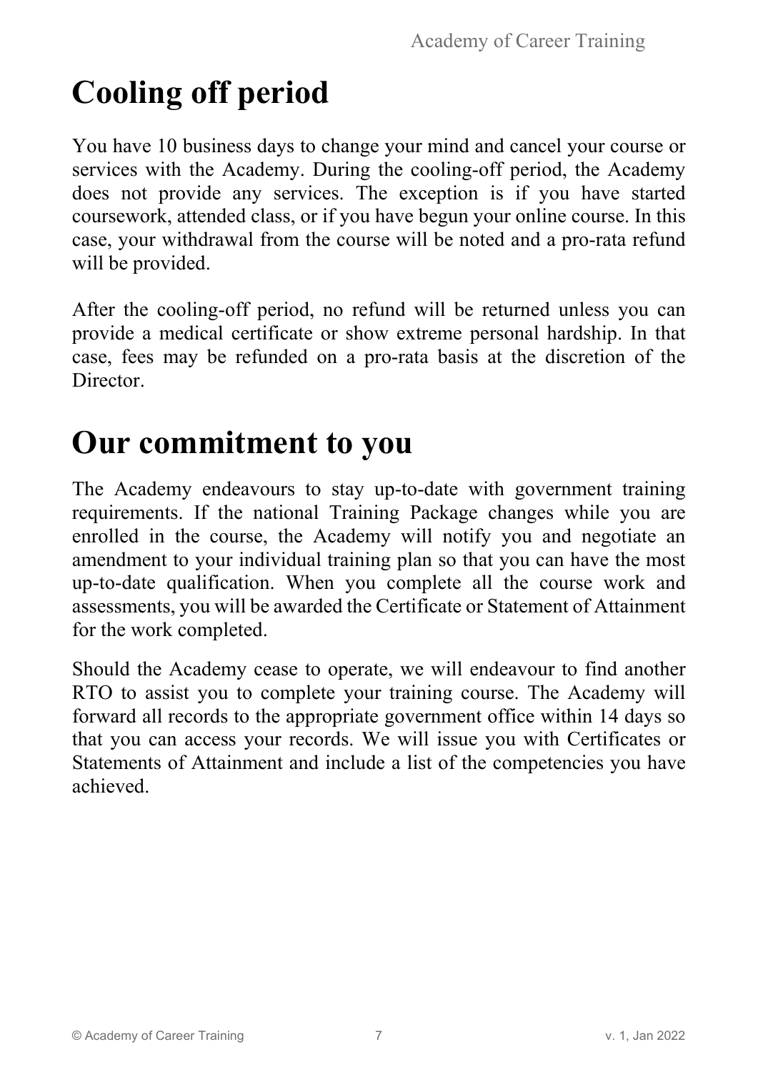# Cooling off period

You have 10 business days to change your mind and cancel your course or services with the Academy. During the cooling-off period, the Academy does not provide any services. The exception is if you have started coursework, attended class, or if you have begun your online course. In this case, your withdrawal from the course will be noted and a pro-rata refund will be provided.

After the cooling-off period, no refund will be returned unless you can provide a medical certificate or show extreme personal hardship. In that case, fees may be refunded on a pro-rata basis at the discretion of the Director.

# Our commitment to you

The Academy endeavours to stay up-to-date with government training requirements. If the national Training Package changes while you are enrolled in the course, the Academy will notify you and negotiate an amendment to your individual training plan so that you can have the most up-to-date qualification. When you complete all the course work and assessments, you will be awarded the Certificate or Statement of Attainment for the work completed.

Should the Academy cease to operate, we will endeavour to find another RTO to assist you to complete your training course. The Academy will forward all records to the appropriate government office within 14 days so that you can access your records. We will issue you with Certificates or Statements of Attainment and include a list of the competencies you have achieved.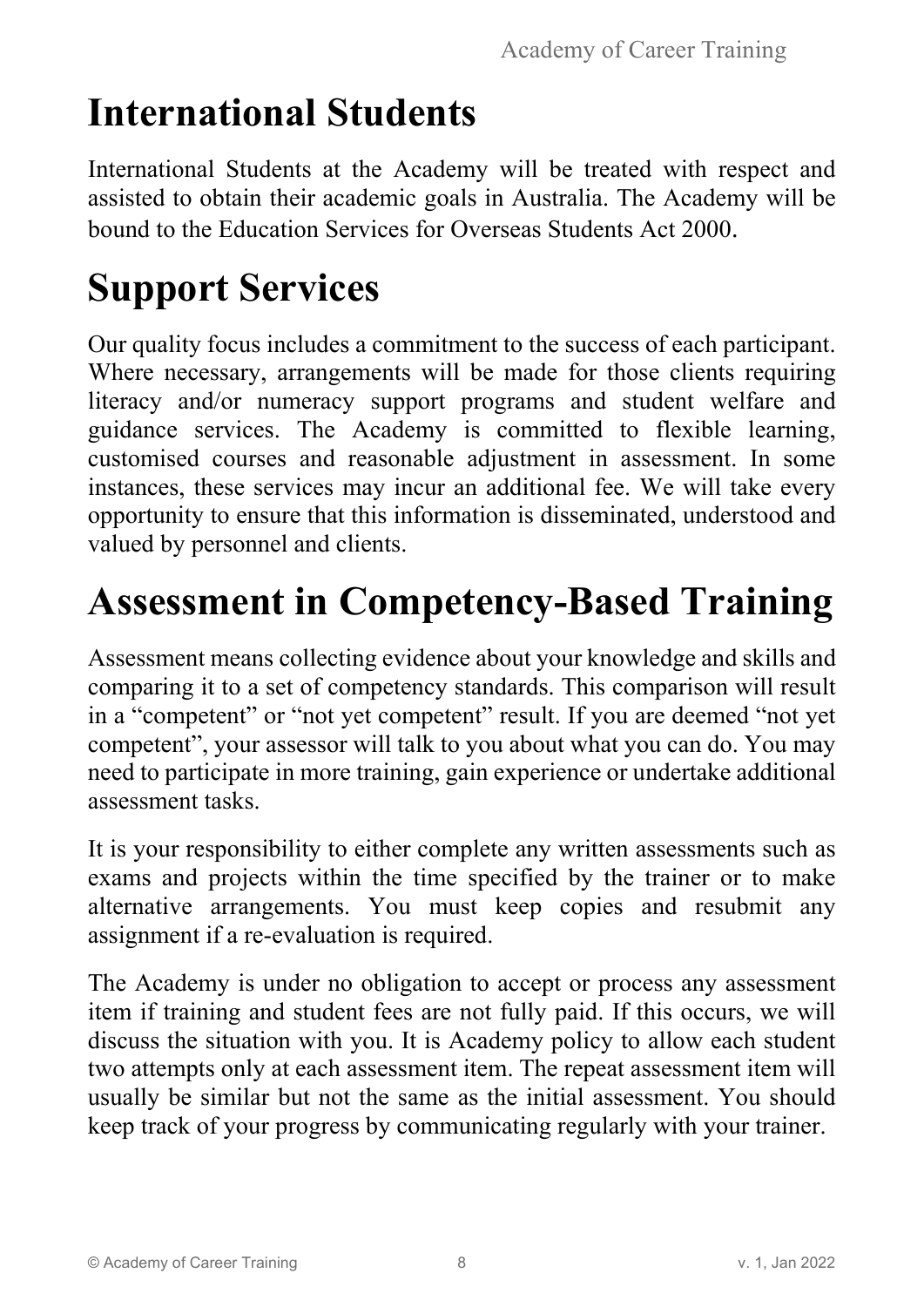# International Students

International Students at the Academy will be treated with respect and assisted to obtain their academic goals in Australia. The Academy will be bound to the Education Services for Overseas Students Act 2000.

# Support Services

Our quality focus includes a commitment to the success of each participant. Where necessary, arrangements will be made for those clients requiring literacy and/or numeracy support programs and student welfare and guidance services. The Academy is committed to flexible learning, customised courses and reasonable adjustment in assessment. In some instances, these services may incur an additional fee. We will take every opportunity to ensure that this information is disseminated, understood and valued by personnel and clients.

# Assessment in Competency-Based Training

Assessment means collecting evidence about your knowledge and skills and comparing it to a set of competency standards. This comparison will result in a "competent" or "not yet competent" result. If you are deemed "not yet competent", your assessor will talk to you about what you can do. You may need to participate in more training, gain experience or undertake additional assessment tasks.

It is your responsibility to either complete any written assessments such as exams and projects within the time specified by the trainer or to make alternative arrangements. You must keep copies and resubmit any assignment if a re-evaluation is required.

The Academy is under no obligation to accept or process any assessment item if training and student fees are not fully paid. If this occurs, we will discuss the situation with you. It is Academy policy to allow each student two attempts only at each assessment item. The repeat assessment item will usually be similar but not the same as the initial assessment. You should keep track of your progress by communicating regularly with your trainer.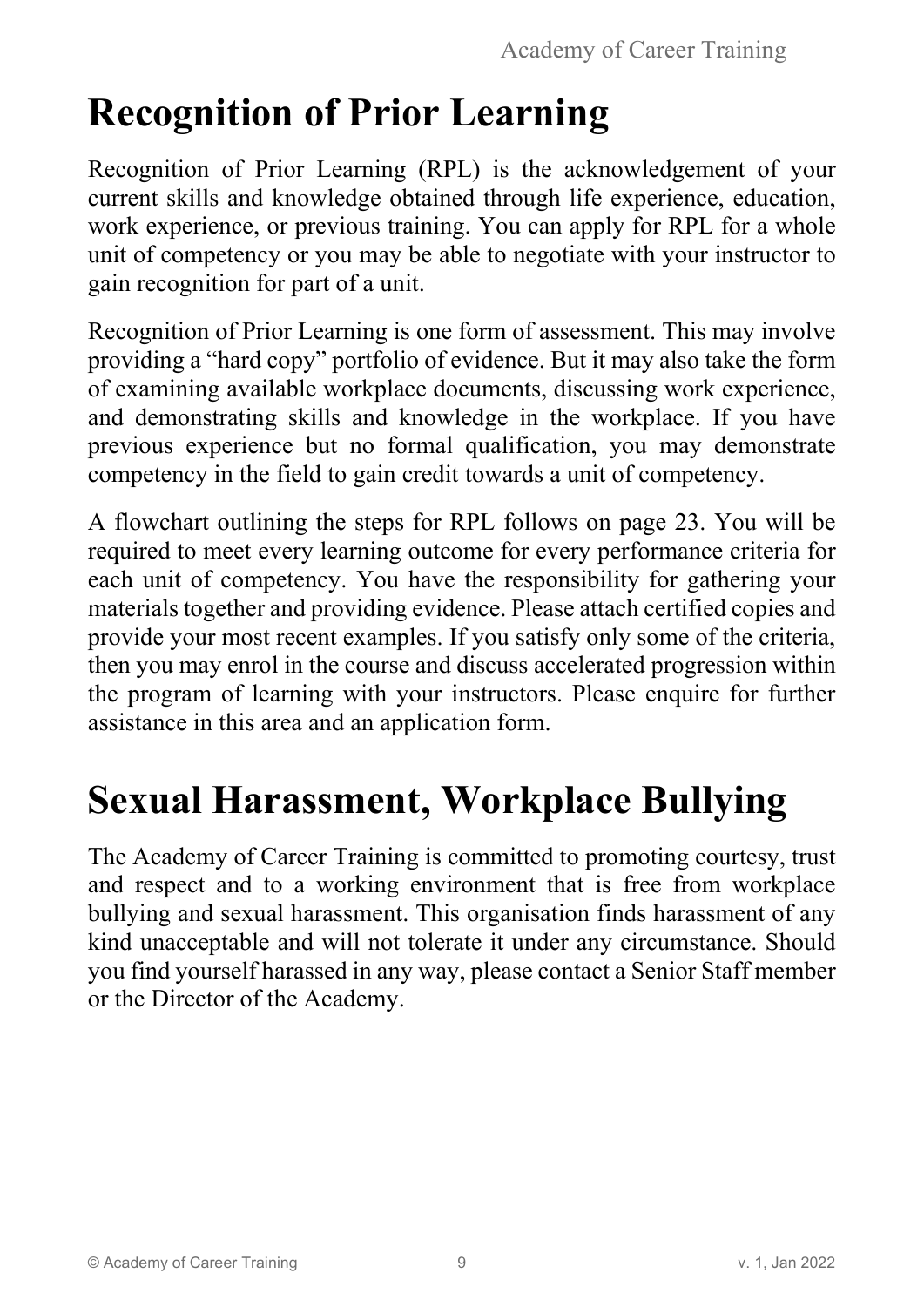# Recognition of Prior Learning

Recognition of Prior Learning (RPL) is the acknowledgement of your current skills and knowledge obtained through life experience, education, work experience, or previous training. You can apply for RPL for a whole unit of competency or you may be able to negotiate with your instructor to gain recognition for part of a unit.

Recognition of Prior Learning is one form of assessment. This may involve providing a "hard copy" portfolio of evidence. But it may also take the form of examining available workplace documents, discussing work experience, and demonstrating skills and knowledge in the workplace. If you have previous experience but no formal qualification, you may demonstrate competency in the field to gain credit towards a unit of competency.

A flowchart outlining the steps for RPL follows on page 23. You will be required to meet every learning outcome for every performance criteria for each unit of competency. You have the responsibility for gathering your materials together and providing evidence. Please attach certified copies and provide your most recent examples. If you satisfy only some of the criteria, then you may enrol in the course and discuss accelerated progression within the program of learning with your instructors. Please enquire for further assistance in this area and an application form.

# Sexual Harassment, Workplace Bullying

The Academy of Career Training is committed to promoting courtesy, trust and respect and to a working environment that is free from workplace bullying and sexual harassment. This organisation finds harassment of any kind unacceptable and will not tolerate it under any circumstance. Should you find yourself harassed in any way, please contact a Senior Staff member or the Director of the Academy.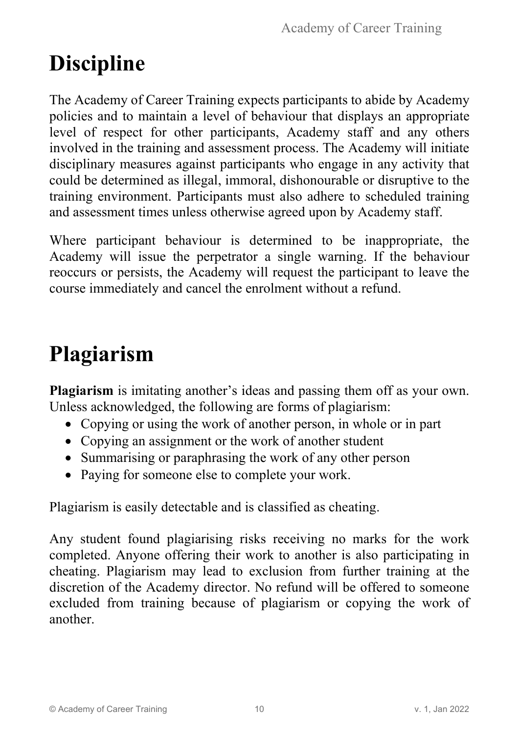# Discipline

The Academy of Career Training expects participants to abide by Academy policies and to maintain a level of behaviour that displays an appropriate level of respect for other participants, Academy staff and any others involved in the training and assessment process. The Academy will initiate disciplinary measures against participants who engage in any activity that could be determined as illegal, immoral, dishonourable or disruptive to the training environment. Participants must also adhere to scheduled training and assessment times unless otherwise agreed upon by Academy staff.

Where participant behaviour is determined to be inappropriate, the Academy will issue the perpetrator a single warning. If the behaviour reoccurs or persists, the Academy will request the participant to leave the course immediately and cancel the enrolment without a refund.

# Plagiarism

**Plagiarism** is imitating another's ideas and passing them off as your own. Unless acknowledged, the following are forms of plagiarism:

- Copying or using the work of another person, in whole or in part
- Copying an assignment or the work of another student
- Summarising or paraphrasing the work of any other person
- Paying for someone else to complete your work.

Plagiarism is easily detectable and is classified as cheating.

Any student found plagiarising risks receiving no marks for the work completed. Anyone offering their work to another is also participating in cheating. Plagiarism may lead to exclusion from further training at the discretion of the Academy director. No refund will be offered to someone excluded from training because of plagiarism or copying the work of another.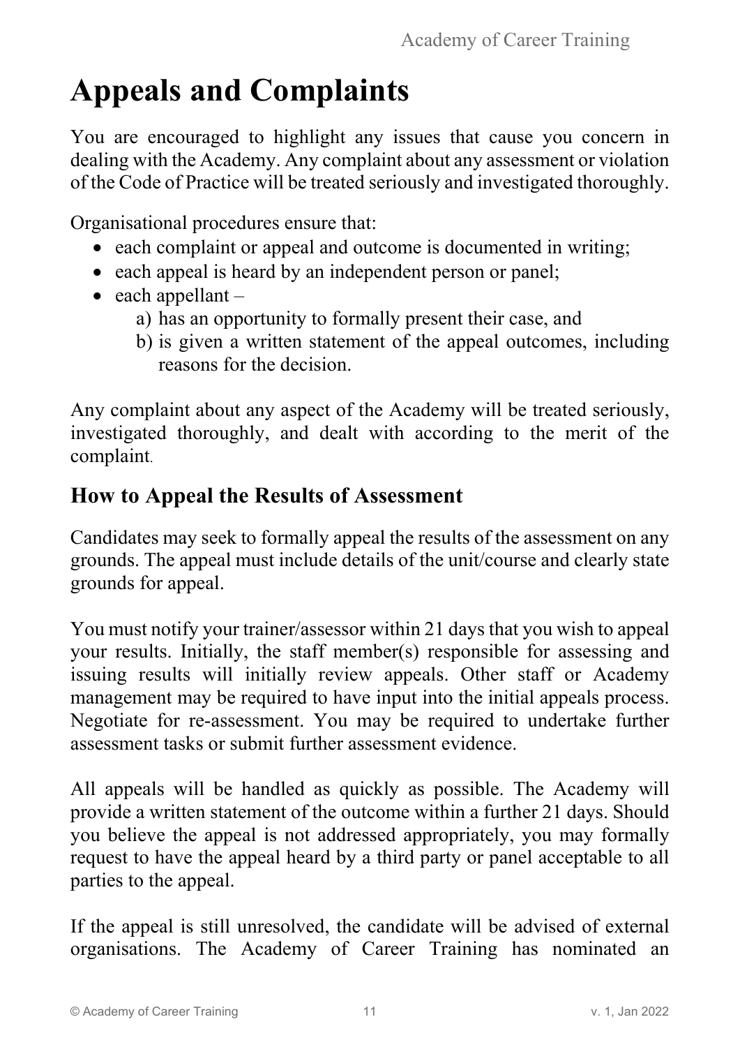# Appeals and Complaints

You are encouraged to highlight any issues that cause you concern in dealing with the Academy. Any complaint about any assessment or violation of the Code of Practice will be treated seriously and investigated thoroughly.

Organisational procedures ensure that:

- each complaint or appeal and outcome is documented in writing;
- each appeal is heard by an independent person or panel;
- each appellant –
    a) has an opportunity to formally present their case, and
    b) is given a written statement of the appeal outcomes, including reasons for the decision.

Any complaint about any aspect of the Academy will be treated seriously, investigated thoroughly, and dealt with according to the merit of the complaint.

## How to Appeal the Results of Assessment

Candidates may seek to formally appeal the results of the assessment on any grounds. The appeal must include details of the unit/course and clearly state grounds for appeal.

You must notify your trainer/assessor within 21 days that you wish to appeal your results. Initially, the staff member(s) responsible for assessing and issuing results will initially review appeals. Other staff or Academy management may be required to have input into the initial appeals process. Negotiate for re-assessment. You may be required to undertake further assessment tasks or submit further assessment evidence.

All appeals will be handled as quickly as possible. The Academy will provide a written statement of the outcome within a further 21 days. Should you believe the appeal is not addressed appropriately, you may formally request to have the appeal heard by a third party or panel acceptable to all parties to the appeal.

If the appeal is still unresolved, the candidate will be advised of external organisations. The Academy of Career Training has nominated an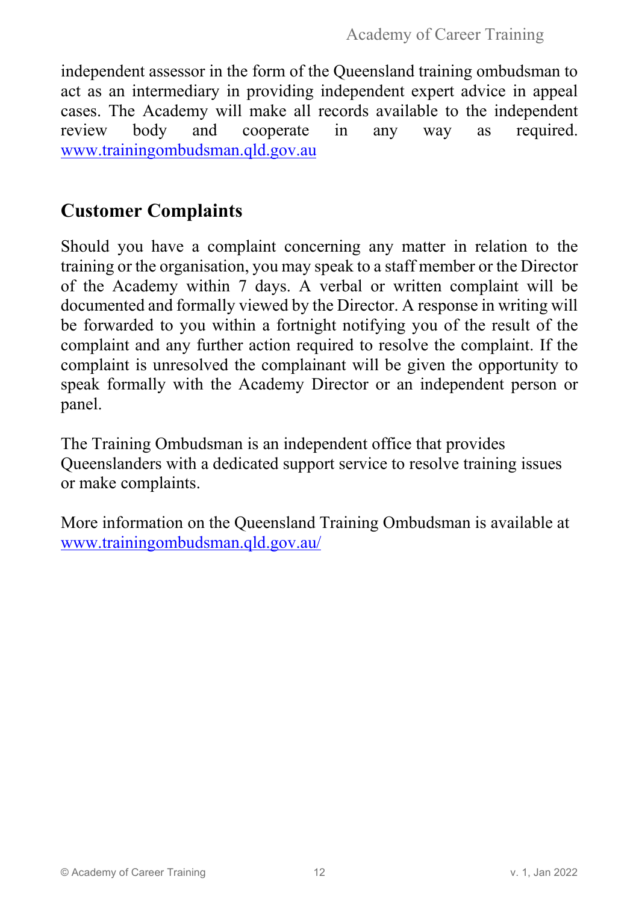independent assessor in the form of the Queensland training ombudsman to act as an intermediary in providing independent expert advice in appeal cases. The Academy will make all records available to the independent review body and cooperate in any way as required. www.trainingombudsman.qld.gov.au

## Customer Complaints

Should you have a complaint concerning any matter in relation to the training or the organisation, you may speak to a staff member or the Director of the Academy within 7 days. A verbal or written complaint will be documented and formally viewed by the Director. A response in writing will be forwarded to you within a fortnight notifying you of the result of the complaint and any further action required to resolve the complaint. If the complaint is unresolved the complainant will be given the opportunity to speak formally with the Academy Director or an independent person or panel.

The Training Ombudsman is an independent office that provides Queenslanders with a dedicated support service to resolve training issues or make complaints.

More information on the Queensland Training Ombudsman is available at www.trainingombudsman.qld.gov.au/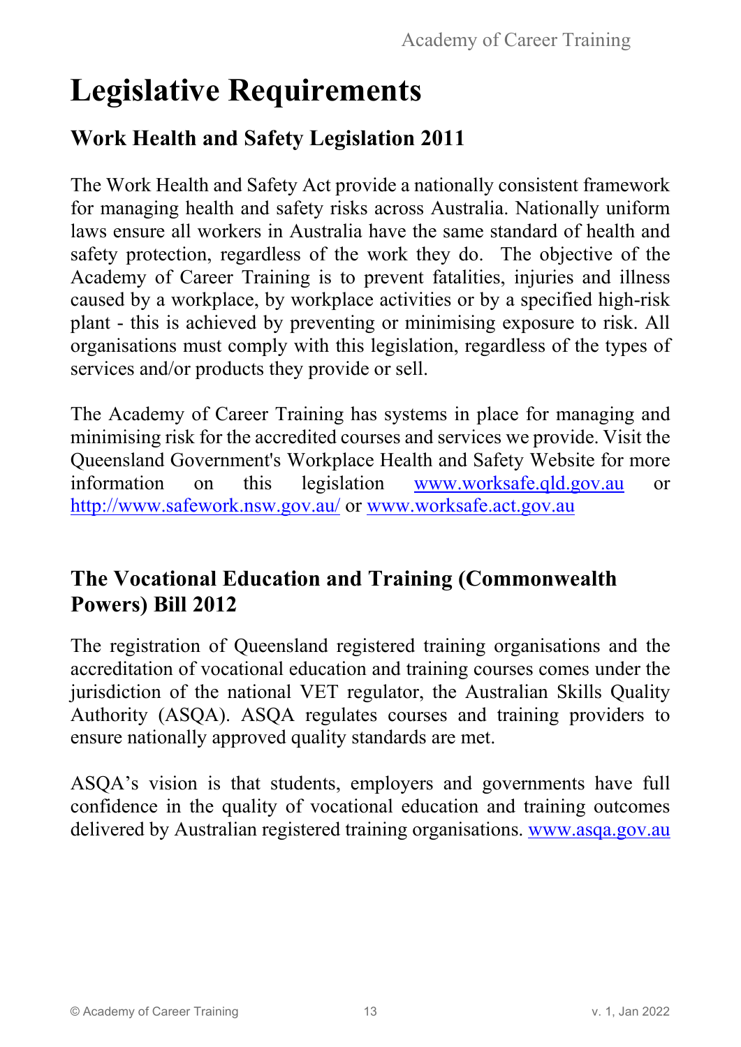# Legislative Requirements

## Work Health and Safety Legislation 2011

The Work Health and Safety Act provide a nationally consistent framework for managing health and safety risks across Australia. Nationally uniform laws ensure all workers in Australia have the same standard of health and safety protection, regardless of the work they do. The objective of the Academy of Career Training is to prevent fatalities, injuries and illness caused by a workplace, by workplace activities or by a specified high-risk plant - this is achieved by preventing or minimising exposure to risk. All organisations must comply with this legislation, regardless of the types of services and/or products they provide or sell.

The Academy of Career Training has systems in place for managing and minimising risk for the accredited courses and services we provide. Visit the Queensland Government's Workplace Health and Safety Website for more information on this legislation www.worksafe.qld.gov.au or http://www.safework.nsw.gov.au/ or www.worksafe.act.gov.au

## The Vocational Education and Training (Commonwealth Powers) Bill 2012

The registration of Queensland registered training organisations and the accreditation of vocational education and training courses comes under the jurisdiction of the national VET regulator, the Australian Skills Quality Authority (ASQA). ASQA regulates courses and training providers to ensure nationally approved quality standards are met.

ASQA's vision is that students, employers and governments have full confidence in the quality of vocational education and training outcomes delivered by Australian registered training organisations. www.asqa.gov.au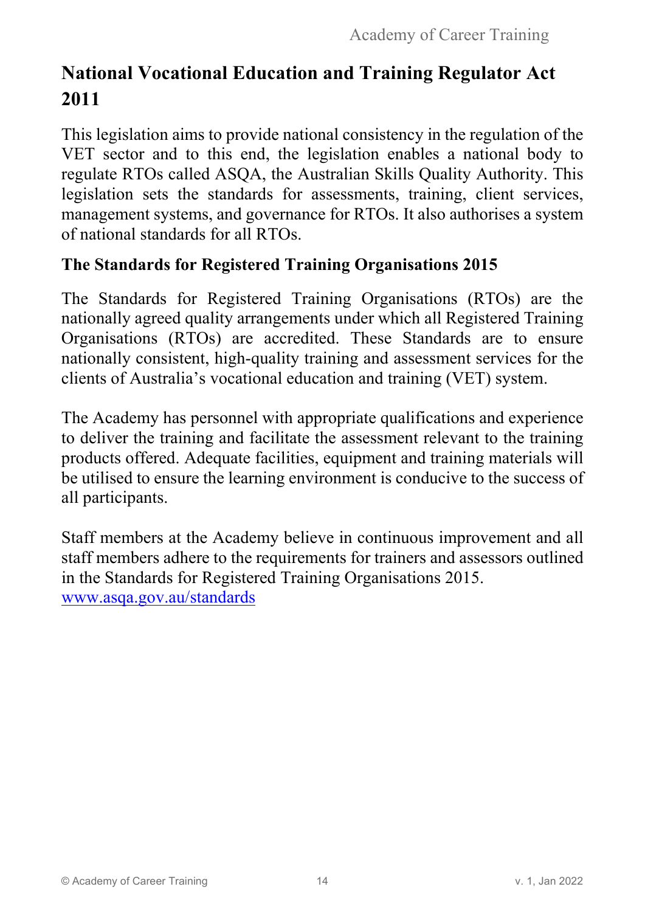## National Vocational Education and Training Regulator Act 2011

This legislation aims to provide national consistency in the regulation of the VET sector and to this end, the legislation enables a national body to regulate RTOs called ASQA, the Australian Skills Quality Authority. This legislation sets the standards for assessments, training, client services, management systems, and governance for RTOs. It also authorises a system of national standards for all RTOs.

### The Standards for Registered Training Organisations 2015

The Standards for Registered Training Organisations (RTOs) are the nationally agreed quality arrangements under which all Registered Training Organisations (RTOs) are accredited. These Standards are to ensure nationally consistent, high-quality training and assessment services for the clients of Australia's vocational education and training (VET) system.

The Academy has personnel with appropriate qualifications and experience to deliver the training and facilitate the assessment relevant to the training products offered. Adequate facilities, equipment and training materials will be utilised to ensure the learning environment is conducive to the success of all participants.

Staff members at the Academy believe in continuous improvement and all staff members adhere to the requirements for trainers and assessors outlined in the Standards for Registered Training Organisations 2015.
[www.asqa.gov.au/standards](http://www.asqa.gov.au/standards)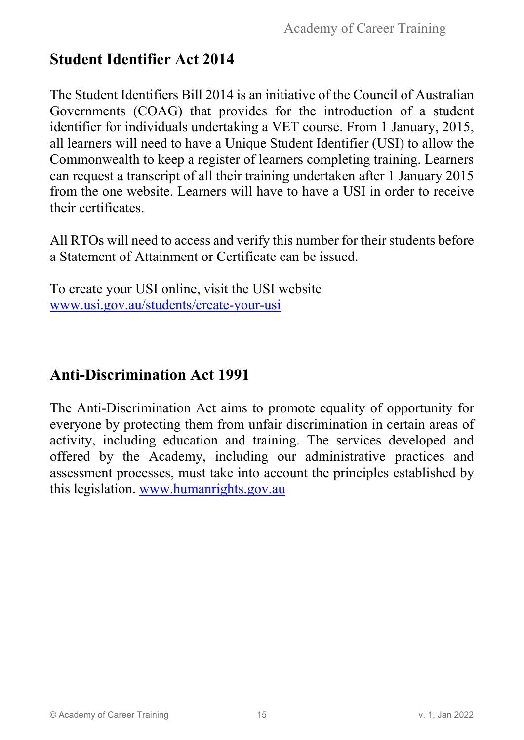## Student Identifier Act 2014

The Student Identifiers Bill 2014 is an initiative of the Council of Australian Governments (COAG) that provides for the introduction of a student identifier for individuals undertaking a VET course. From 1 January, 2015, all learners will need to have a Unique Student Identifier (USI) to allow the Commonwealth to keep a register of learners completing training. Learners can request a transcript of all their training undertaken after 1 January 2015 from the one website. Learners will have to have a USI in order to receive their certificates.

All RTOs will need to access and verify this number for their students before a Statement of Attainment or Certificate can be issued.

To create your USI online, visit the USI website [www.usi.gov.au/students/create-your-usi](http://www.usi.gov.au/students/create-your-usi)

## Anti-Discrimination Act 1991

The Anti-Discrimination Act aims to promote equality of opportunity for everyone by protecting them from unfair discrimination in certain areas of activity, including education and training. The services developed and offered by the Academy, including our administrative practices and assessment processes, must take into account the principles established by this legislation. [www.humanrights.gov.au](http://www.humanrights.gov.au)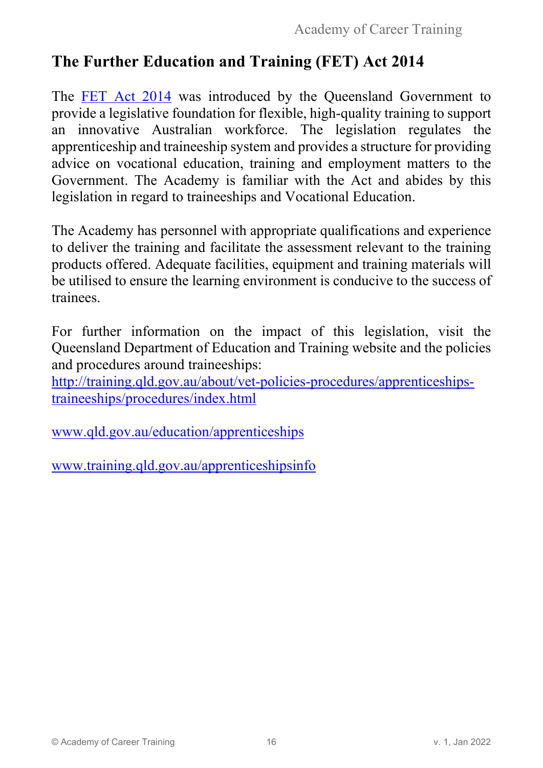## The Further Education and Training (FET) Act 2014

The FET Act 2014 was introduced by the Queensland Government to provide a legislative foundation for flexible, high-quality training to support an innovative Australian workforce. The legislation regulates the apprenticeship and traineeship system and provides a structure for providing advice on vocational education, training and employment matters to the Government. The Academy is familiar with the Act and abides by this legislation in regard to traineeships and Vocational Education.

The Academy has personnel with appropriate qualifications and experience to deliver the training and facilitate the assessment relevant to the training products offered. Adequate facilities, equipment and training materials will be utilised to ensure the learning environment is conducive to the success of trainees.

For further information on the impact of this legislation, visit the Queensland Department of Education and Training website and the policies and procedures around traineeships:
http://training.qld.gov.au/about/vet-policies-procedures/apprenticeships-traineeships/procedures/index.html

www.qld.gov.au/education/apprenticeships

www.training.qld.gov.au/apprenticeshipsinfo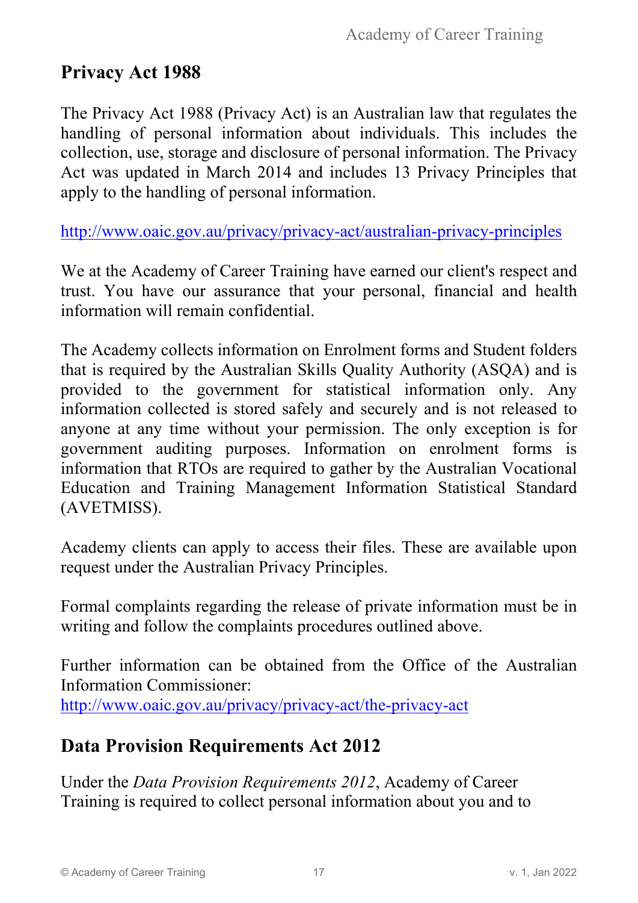## Privacy Act 1988

The Privacy Act 1988 (Privacy Act) is an Australian law that regulates the handling of personal information about individuals. This includes the collection, use, storage and disclosure of personal information. The Privacy Act was updated in March 2014 and includes 13 Privacy Principles that apply to the handling of personal information.

http://www.oaic.gov.au/privacy/privacy-act/australian-privacy-principles

We at the Academy of Career Training have earned our client's respect and trust. You have our assurance that your personal, financial and health information will remain confidential.

The Academy collects information on Enrolment forms and Student folders that is required by the Australian Skills Quality Authority (ASQA) and is provided to the government for statistical information only. Any information collected is stored safely and securely and is not released to anyone at any time without your permission. The only exception is for government auditing purposes. Information on enrolment forms is information that RTOs are required to gather by the Australian Vocational Education and Training Management Information Statistical Standard (AVETMISS).

Academy clients can apply to access their files. These are available upon request under the Australian Privacy Principles.

Formal complaints regarding the release of private information must be in writing and follow the complaints procedures outlined above.

Further information can be obtained from the Office of the Australian Information Commissioner:
http://www.oaic.gov.au/privacy/privacy-act/the-privacy-act

## Data Provision Requirements Act 2012

Under the *Data Provision Requirements 2012*, Academy of Career Training is required to collect personal information about you and to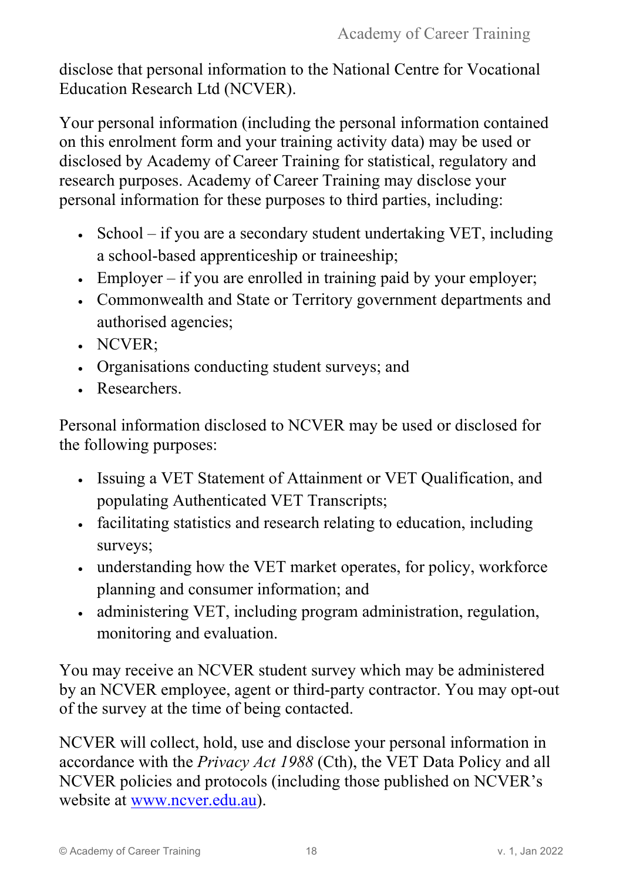disclose that personal information to the National Centre for Vocational Education Research Ltd (NCVER).

Your personal information (including the personal information contained on this enrolment form and your training activity data) may be used or disclosed by Academy of Career Training for statistical, regulatory and research purposes. Academy of Career Training may disclose your personal information for these purposes to third parties, including:

- School – if you are a secondary student undertaking VET, including a school-based apprenticeship or traineeship;
- Employer – if you are enrolled in training paid by your employer;
- Commonwealth and State or Territory government departments and authorised agencies;
- NCVER;
- Organisations conducting student surveys; and
- Researchers.

Personal information disclosed to NCVER may be used or disclosed for the following purposes:

- Issuing a VET Statement of Attainment or VET Qualification, and populating Authenticated VET Transcripts;
- facilitating statistics and research relating to education, including surveys;
- understanding how the VET market operates, for policy, workforce planning and consumer information; and
- administering VET, including program administration, regulation, monitoring and evaluation.

You may receive an NCVER student survey which may be administered by an NCVER employee, agent or third-party contractor. You may opt-out of the survey at the time of being contacted.

NCVER will collect, hold, use and disclose your personal information in accordance with the *Privacy Act 1988* (Cth), the VET Data Policy and all NCVER policies and protocols (including those published on NCVER's website at [www.ncver.edu.au](http://www.ncver.edu.au)).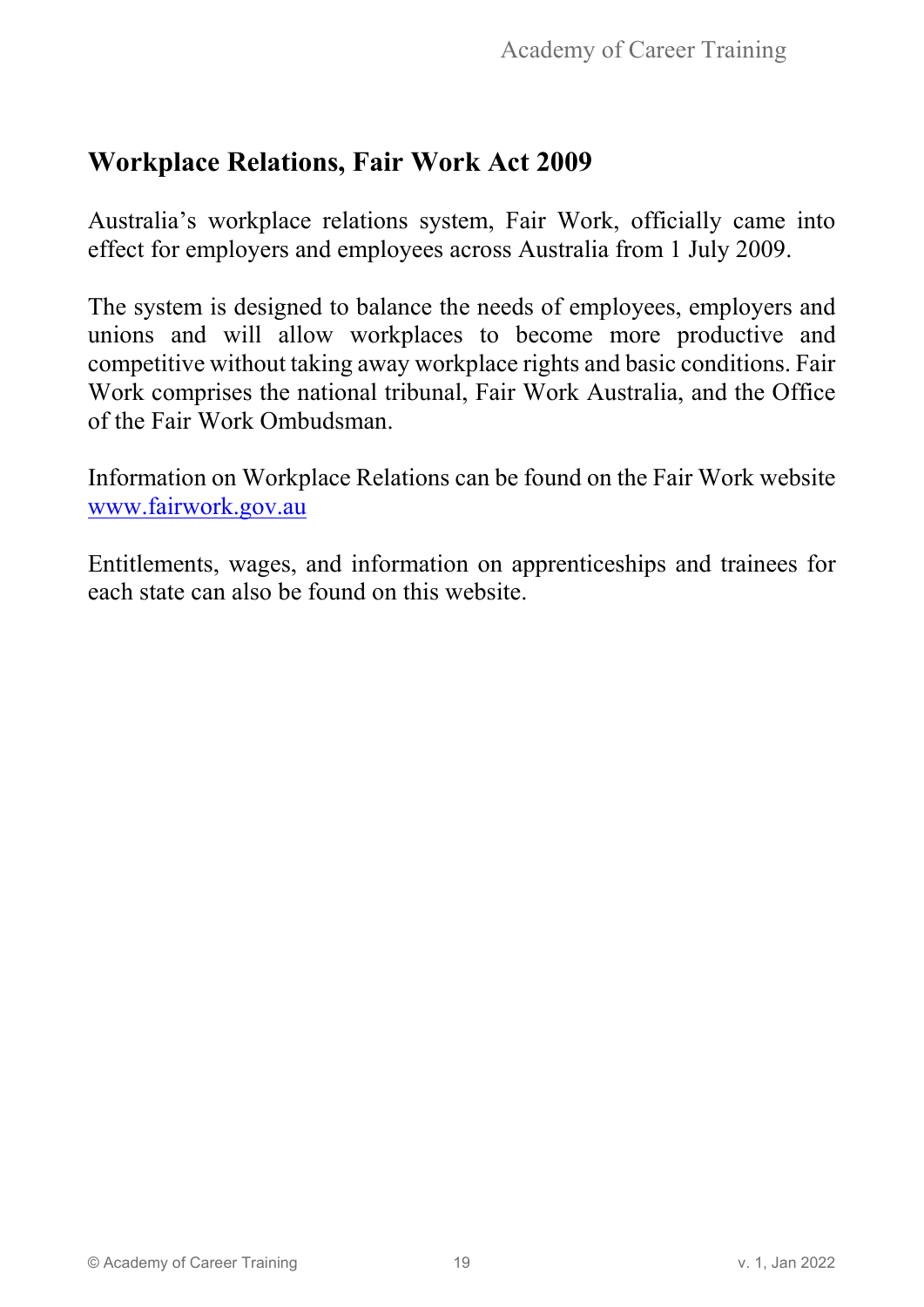## Workplace Relations, Fair Work Act 2009

Australia's workplace relations system, Fair Work, officially came into effect for employers and employees across Australia from 1 July 2009.

The system is designed to balance the needs of employees, employers and unions and will allow workplaces to become more productive and competitive without taking away workplace rights and basic conditions. Fair Work comprises the national tribunal, Fair Work Australia, and the Office of the Fair Work Ombudsman.

Information on Workplace Relations can be found on the Fair Work website [www.fairwork.gov.au](http://www.fairwork.gov.au)

Entitlements, wages, and information on apprenticeships and trainees for each state can also be found on this website.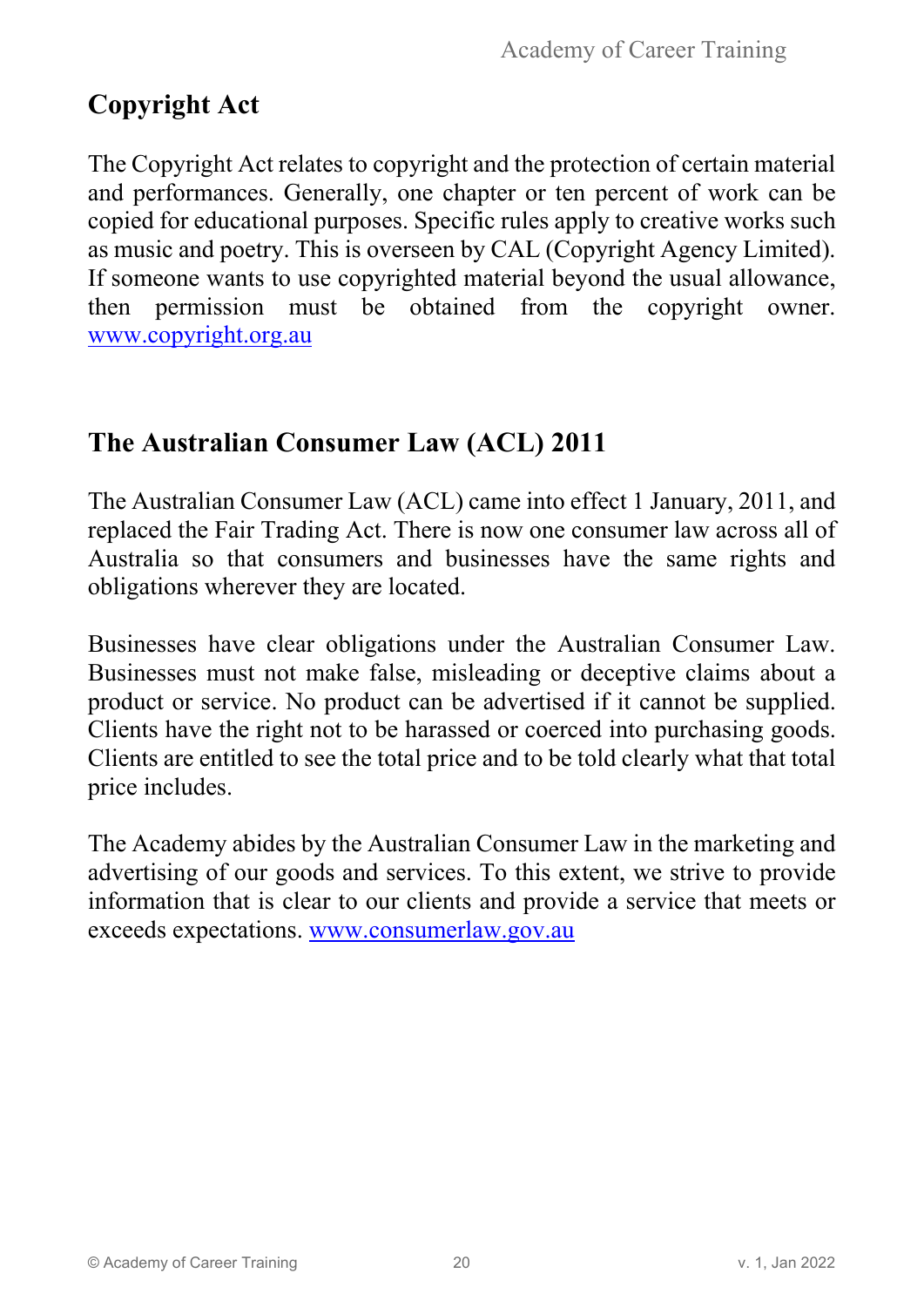## Copyright Act

The Copyright Act relates to copyright and the protection of certain material and performances. Generally, one chapter or ten percent of work can be copied for educational purposes. Specific rules apply to creative works such as music and poetry. This is overseen by CAL (Copyright Agency Limited). If someone wants to use copyrighted material beyond the usual allowance, then permission must be obtained from the copyright owner. [www.copyright.org.au](http://www.copyright.org.au)

## The Australian Consumer Law (ACL) 2011

The Australian Consumer Law (ACL) came into effect 1 January, 2011, and replaced the Fair Trading Act. There is now one consumer law across all of Australia so that consumers and businesses have the same rights and obligations wherever they are located.

Businesses have clear obligations under the Australian Consumer Law. Businesses must not make false, misleading or deceptive claims about a product or service. No product can be advertised if it cannot be supplied. Clients have the right not to be harassed or coerced into purchasing goods. Clients are entitled to see the total price and to be told clearly what that total price includes.

The Academy abides by the Australian Consumer Law in the marketing and advertising of our goods and services. To this extent, we strive to provide information that is clear to our clients and provide a service that meets or exceeds expectations. [www.consumerlaw.gov.au](http://www.consumerlaw.gov.au)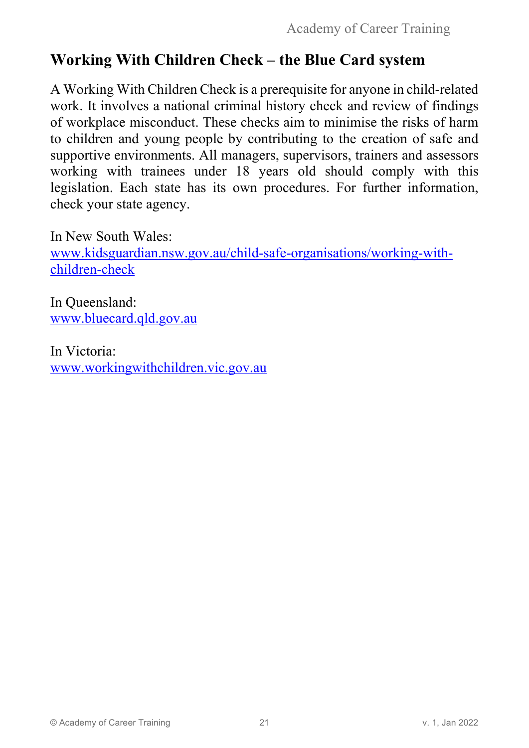## Working With Children Check – the Blue Card system

A Working With Children Check is a prerequisite for anyone in child-related work. It involves a national criminal history check and review of findings of workplace misconduct. These checks aim to minimise the risks of harm to children and young people by contributing to the creation of safe and supportive environments. All managers, supervisors, trainers and assessors working with trainees under 18 years old should comply with this legislation. Each state has its own procedures. For further information, check your state agency.

In New South Wales:
[www.kidsguardian.nsw.gov.au/child-safe-organisations/working-with-children-check](www.kidsguardian.nsw.gov.au/child-safe-organisations/working-with-children-check)

In Queensland:
[www.bluecard.qld.gov.au](www.bluecard.qld.gov.au)

In Victoria:
[www.workingwithchildren.vic.gov.au](www.workingwithchildren.vic.gov.au)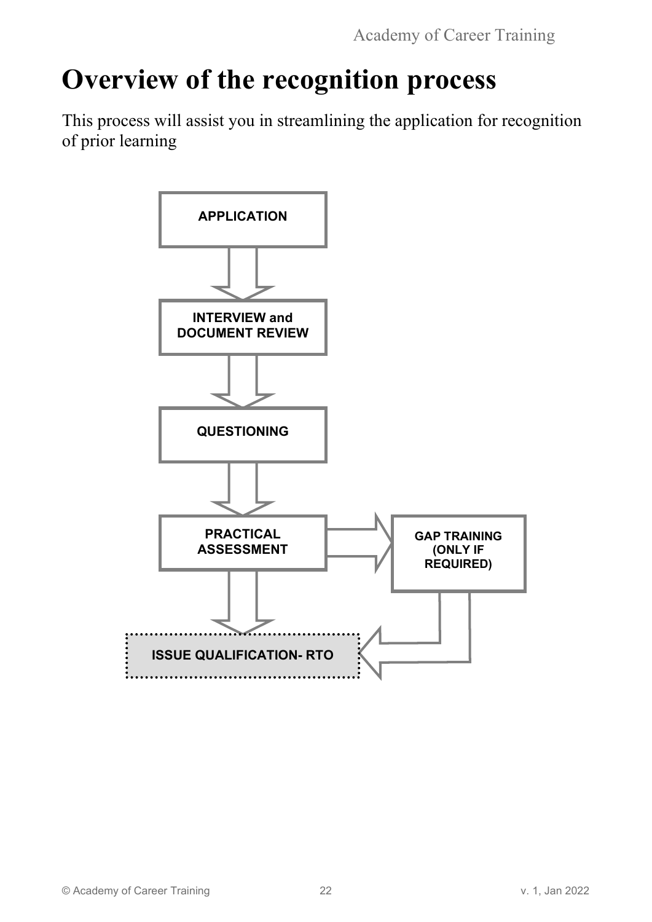# Overview of the recognition process

This process will assist you in streamlining the application for recognition of prior learning

APPLICATION

INTERVIEW and DOCUMENT REVIEW

QUESTIONING

PRACTICAL ASSESSMENT

GAP TRAINING (ONLY IF REQUIRED)

ISSUE QUALIFICATION- RTO